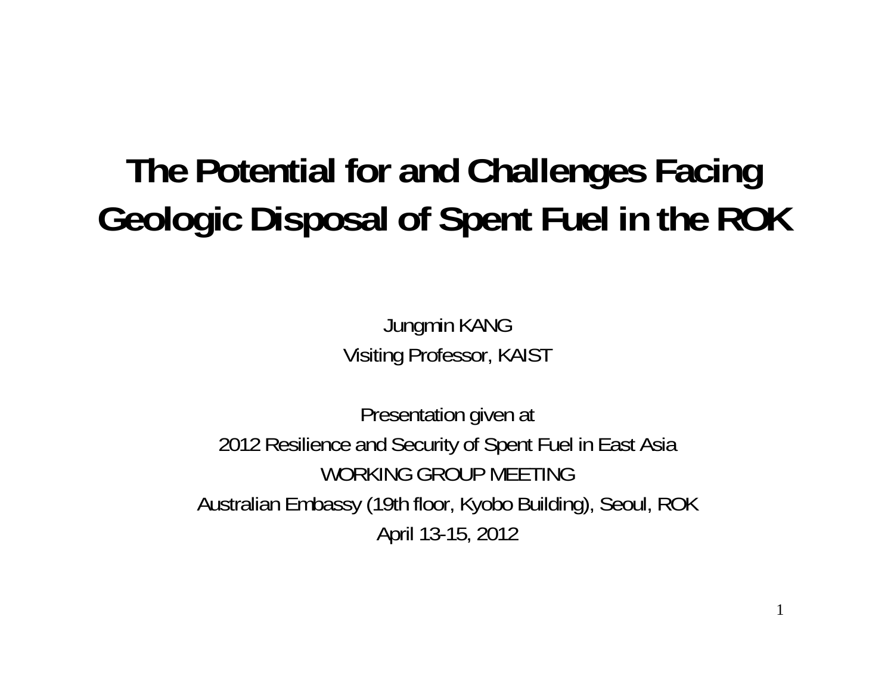# The Potential for and Challenges Facing Geologic Disposal of Spent Fuel in the ROK

Jungmin KANG

Visiting Professor, KAIST

Presentation given at

2012 Resilience and Security of Spent Fuel in East Asia

WORKING GROUP MEETING

Australian Embassy (19th floor, Kyobo Building), Seoul, ROK

April 13-15, 2012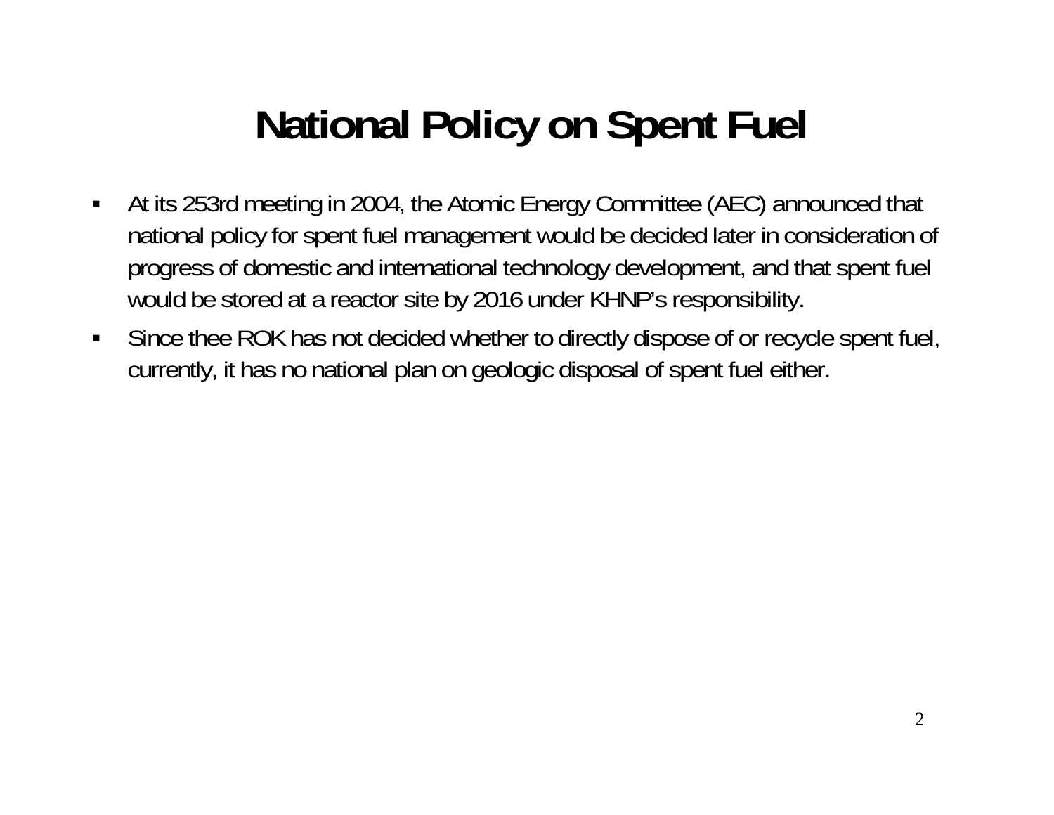# National Policy on Spent Fuel

- At its 253rd meeting in 2004, the Atomic Energy Committee (AEC) announced that national policy for spent fuel management would be decided later in consideration of progress of domestic and international technology development, and that spent fuel would be stored at a reactor site by 2016 under KHNP's responsibility.
- Since thee ROK has not decided whether to directly dispose of or recycle spent fuel, currently, it has no national plan on geologic disposal of spent fuel either.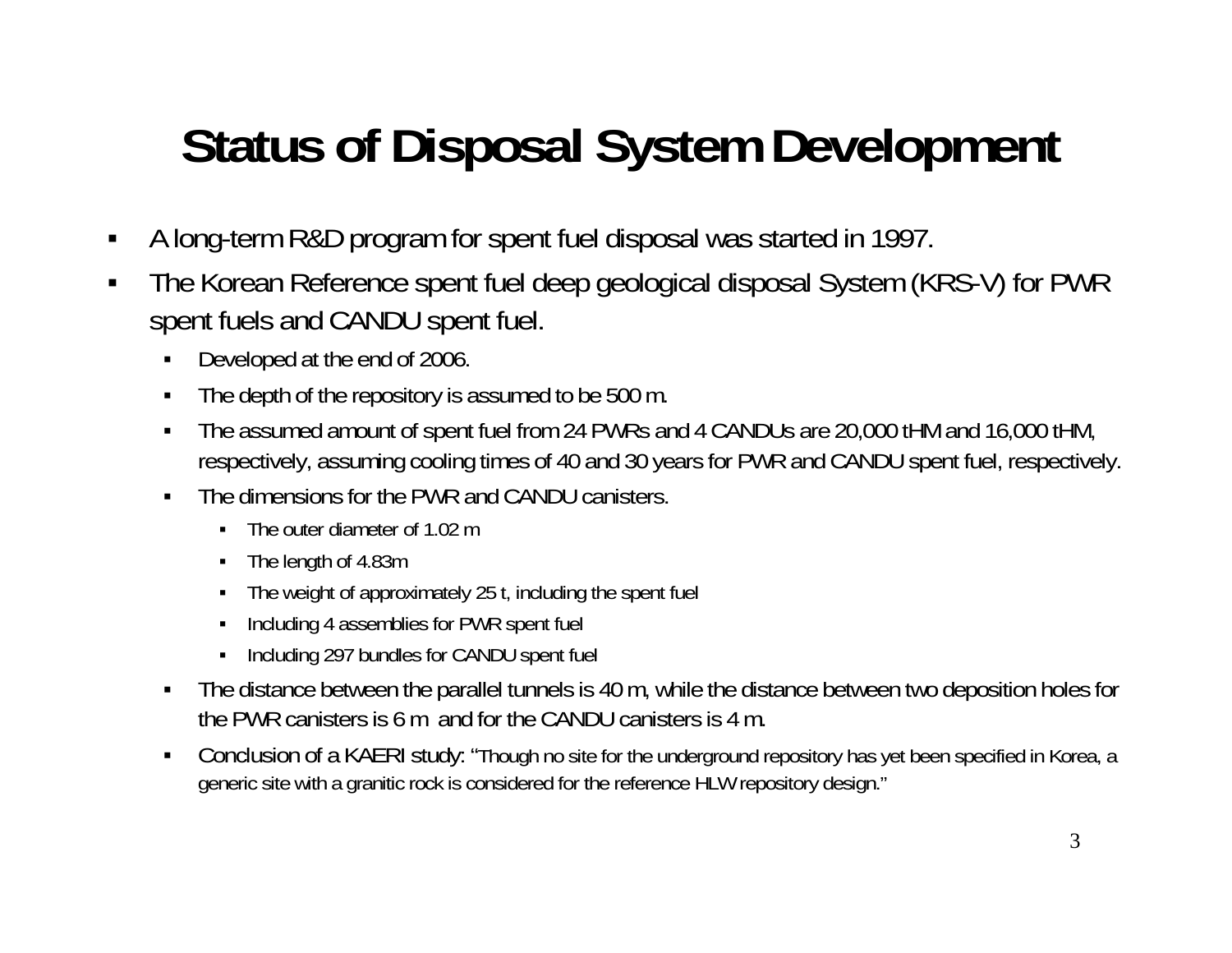# Status of Disposal System Development

- A long-term R&D program for spent fuel disposal was started in 1997.
- The Korean Reference spent fuel deep geological disposal System (KRS-V) for PWR spent fuels and CANDU spent fuel.
  - Developed at the end of 2006.
  - The depth of the repository is assumed to be 500 m.
  - The assumed amount of spent fuel from 24 PWRs and 4 CANDUs are 20,000 tHM and 16,000 tHM, respectively, assuming cooling times of 40 and 30 years for PWR and CANDU spent fuel, respectively.
  - The dimensions for the PWR and CANDU canisters.
    - The outer diameter of 1.02 m
    - The length of 4.83m
    - The weight of approximately 25 t, including the spent fuel
    - Including 4 assemblies for PWR spent fuel
    - Including 297 bundles for CANDU spent fuel
  - The distance between the parallel tunnels is 40 m, while the distance between two deposition holes for the PWR canisters is 6 m and for the CANDU canisters is 4 m.
  - Conclusion of a KAERI study: "Though no site for the underground repository has yet been specified in Korea, a generic site with a granitic rock is considered for the reference HLW repository design."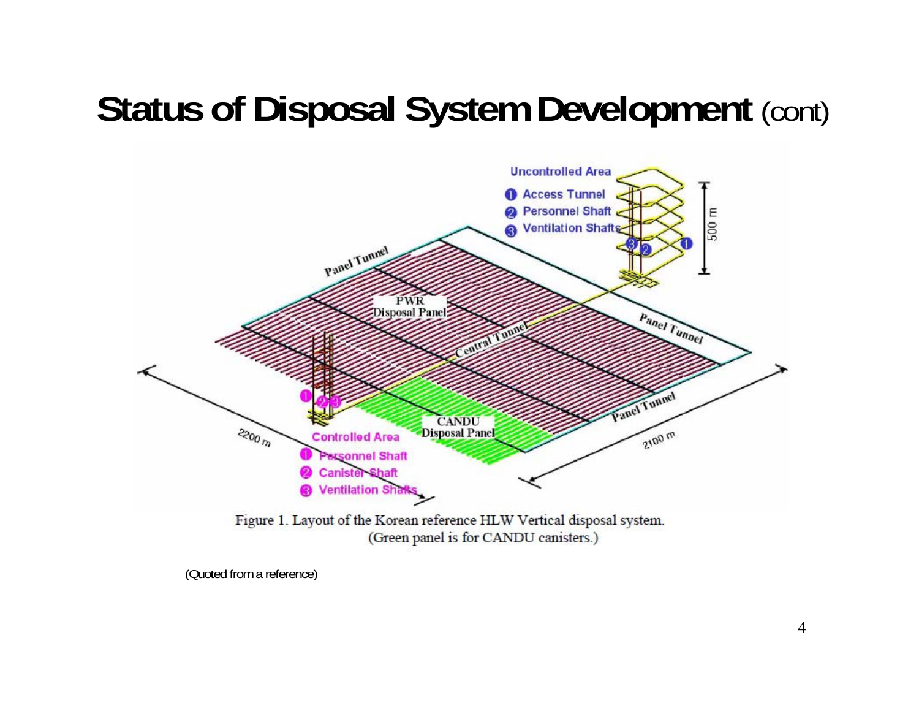# Status of Disposal System Development (cont)

Figure 1. Layout of the Korean reference HLW Vertical disposal system.
(Green panel is for CANDU canisters.)

(Quoted from a reference)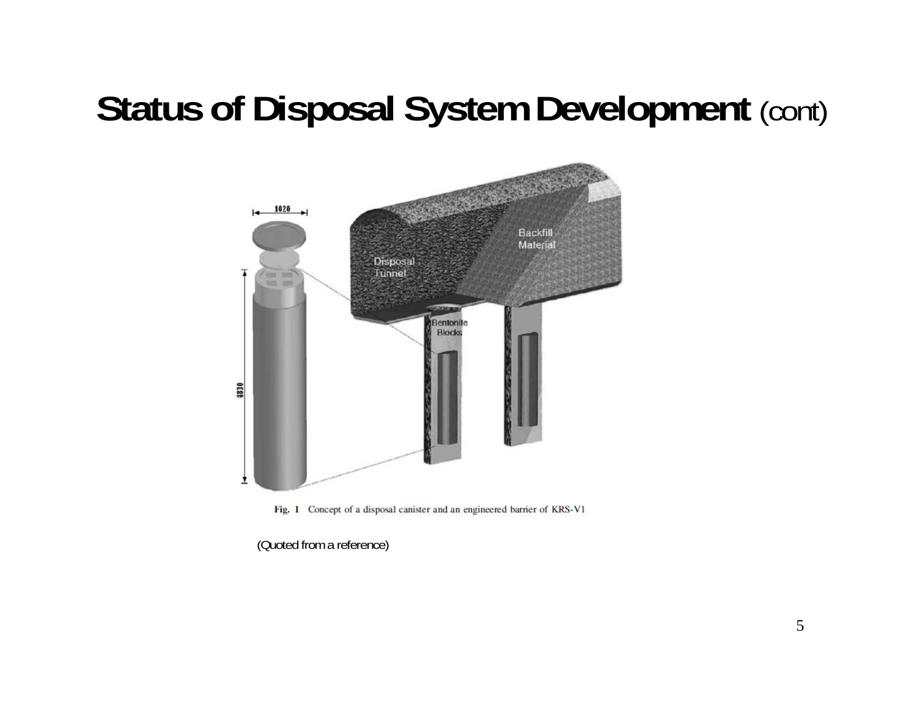# Status of Disposal System Development (cont)

Fig. 1 Concept of a disposal canister and an engineered barrier of KRS-V1

(Quoted from a reference)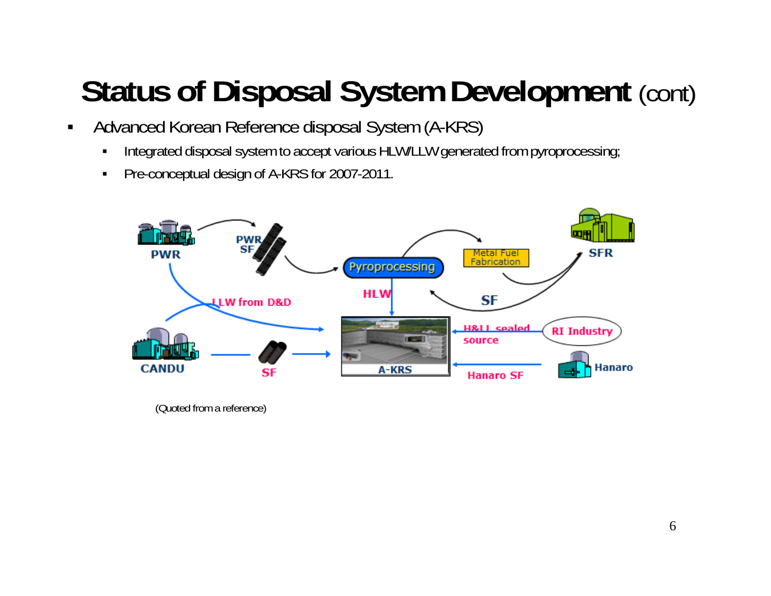# Status of Disposal System Development (cont)

- Advanced Korean Reference disposal System (A-KRS)
  - Integrated disposal system to accept various HLW/LLW generated from pyroprocessing;
  - Pre-conceptual design of A-KRS for 2007-2011.

(Quoted from a reference)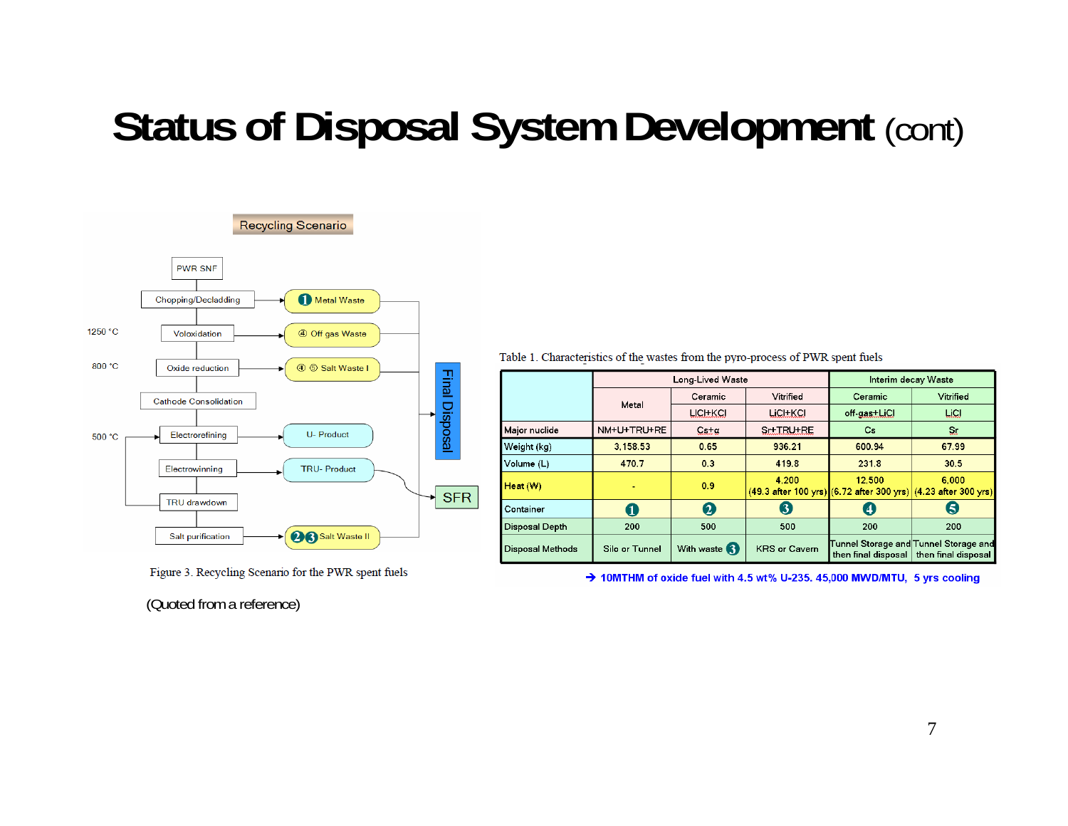# Status of Disposal System Development (cont)

**Recycling Scenario**

- PWR SNF
- Chopping/Decladding → ❶ Metal Waste
- 1250 °C Voloxidation → ④ Off gas Waste
- 800 °C Oxide reduction → ④ ⑤ Salt Waste I
- Cathode Consolidation
- 500 °C Electrorefining → U- Product
- Electrowinning → TRU- Product → SFR
- TRU drawdown
- Salt purification → ❷❸ Salt Waste II

Wastes → Final Disposal

Figure 3. Recycling Scenario for the PWR spent fuels

(Quoted from a reference)

Table 1. Characteristics of the wastes from the pyro-process of PWR spent fuels

| | Long-Lived Waste | | | Interim decay Waste | |
|---|---|---|---|---|---|
| | Metal | Ceramic | Vitrified | Ceramic | Vitrified |
| | | LiCl+KCl | LiCl+KCl | off-gas+LiCl | LiCl |
| Major nuclide | NM+U+TRU+RE | Cs+α | Sr+TRU+RE | Cs | Sr |
| Weight (kg) | 3,158.53 | 0.65 | 936.21 | 600.94 | 67.99 |
| Volume (L) | 470.7 | 0.3 | 419.8 | 231.8 | 30.5 |
| Heat (W) | - | 0.9 | 4,200 (49.3 after 100 yrs) | 12,500 (6.72 after 300 yrs) | 6,000 (4.23 after 300 yrs) |
| Container | ❶ | ❷ | ❸ | ❹ | ❺ |
| Disposal Depth | 200 | 500 | 500 | 200 | 200 |
| Disposal Methods | Silo or Tunnel | With waste ❸ | KRS or Cavern | Tunnel Storage and then final disposal | Tunnel Storage and then final disposal |

→ 10MTHM of oxide fuel with 4.5 wt% U-235. 45,000 MWD/MTU, 5 yrs cooling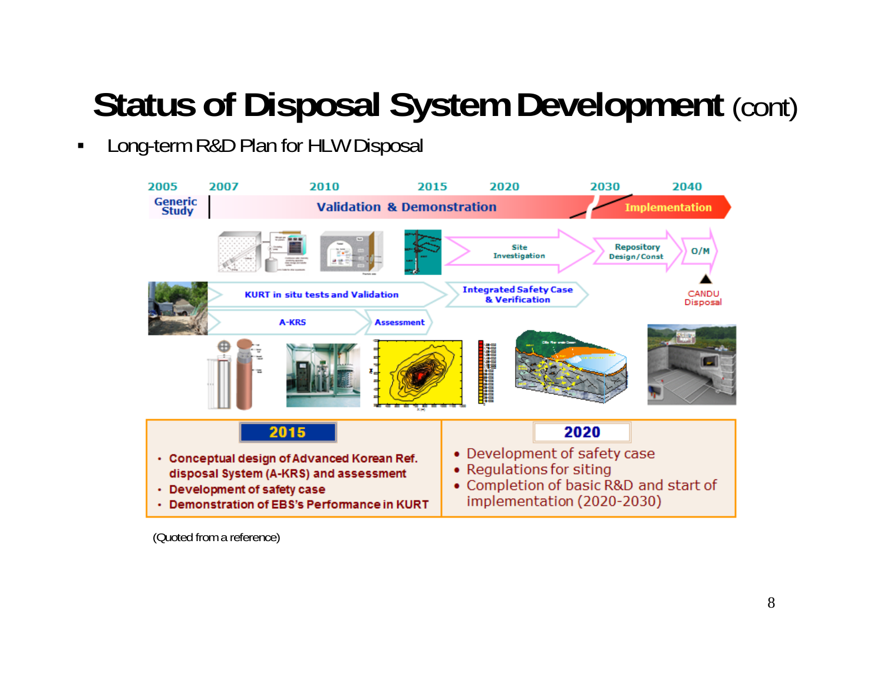# Status of Disposal System Development (cont)

- Long-term R&D Plan for HLW Disposal

2005 | 2007 | 2010 | 2015 | 2020 | 2030 | 2040

Generic Study | Validation & Demonstration | Implementation

Site Investigation → Repository Design/Const → O/M

CANDU Disposal

KURT in situ tests and Validation → Integrated Safety Case & Verification

A-KRS → Assessment

| 2015 | 2020 |
|---|---|
| • Conceptual design of Advanced Korean Ref. disposal System (A-KRS) and assessment<br>• Development of safety case<br>• Demonstration of EBS's Performance in KURT | • Development of safety case<br>• Regulations for siting<br>• Completion of basic R&D and start of implementation (2020-2030) |

(Quoted from a reference)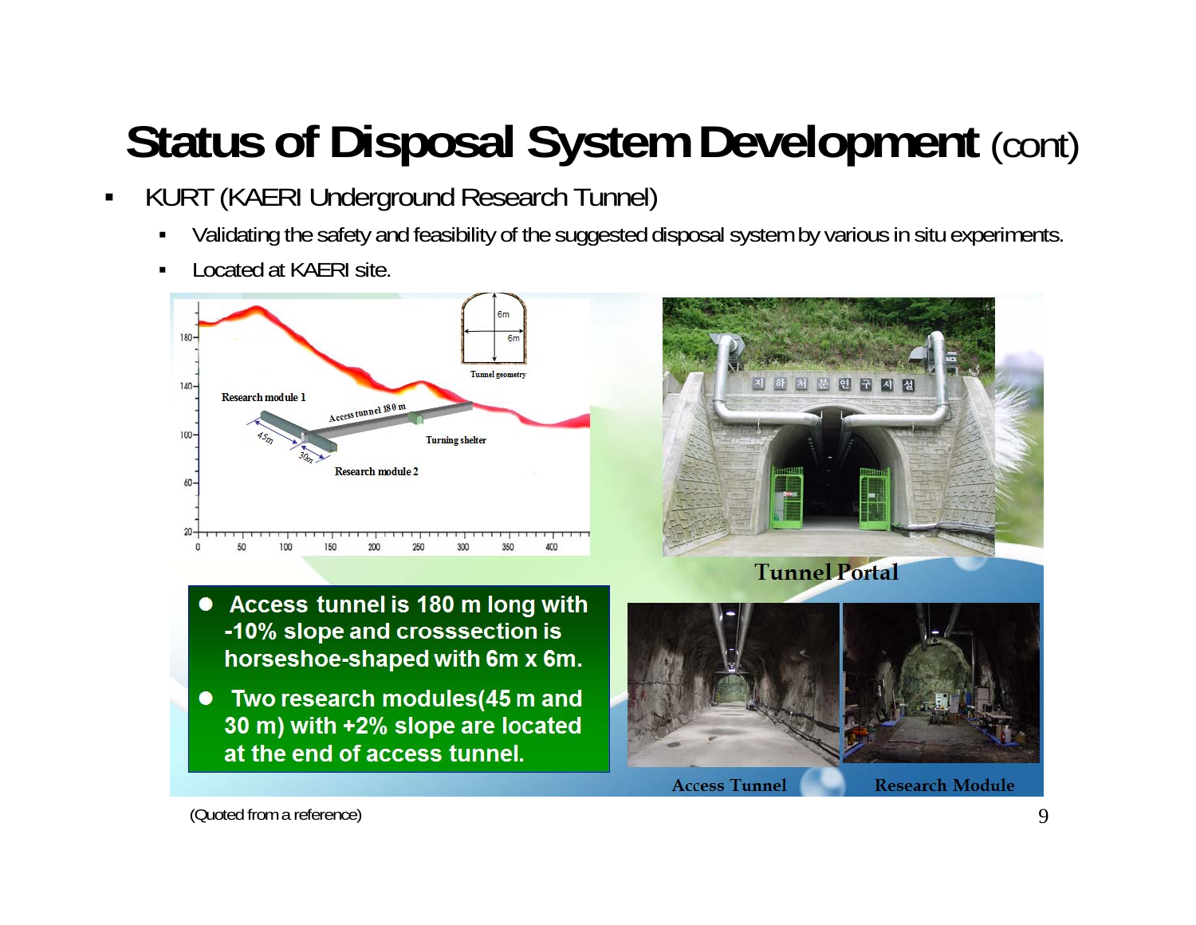# Status of Disposal System Development (cont)

- KURT (KAERI Underground Research Tunnel)
  - Validating the safety and feasibility of the suggested disposal system by various in situ experiments.
  - Located at KAERI site.

- Access tunnel is 180 m long with -10% slope and crosssection is horseshoe-shaped with 6m x 6m.
- Two research modules(45 m and 30 m) with +2% slope are located at the end of access tunnel.

Tunnel Portal

Access Tunnel

Research Module

(Quoted from a reference)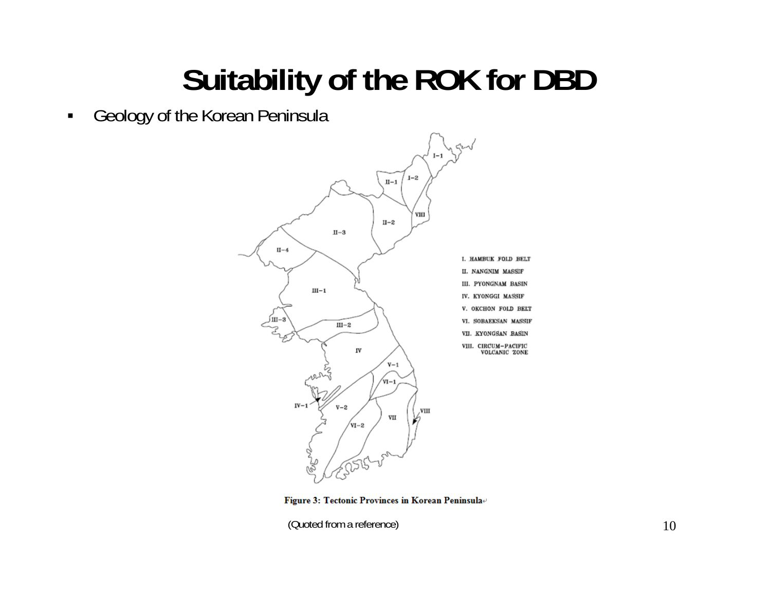# Suitability of the ROK for DBD

- Geology of the Korean Peninsula

I. HAMBUK FOLD BELT
II. NANGNIM MASSIF
III. PYONGNAM BASIN
IV. KYONGGI MASSIF
V. OKCHON FOLD BELT
VI. SOBAEKSAN MASSIF
VII. KYONGSAN BASIN
VIII. CIRCUM-PACIFIC VOLCANIC ZONE

**Figure 3: Tectonic Provinces in Korean Peninsula**

(Quoted from a reference)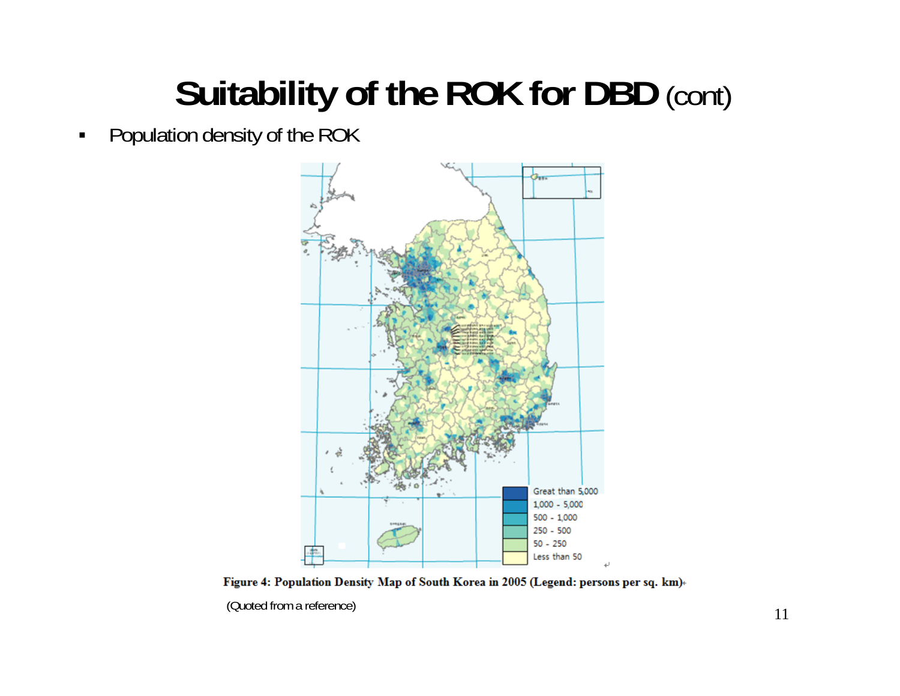# Suitability of the ROK for DBD (cont)

- Population density of the ROK

Figure 4: Population Density Map of South Korea in 2005 (Legend: persons per sq. km)

(Quoted from a reference)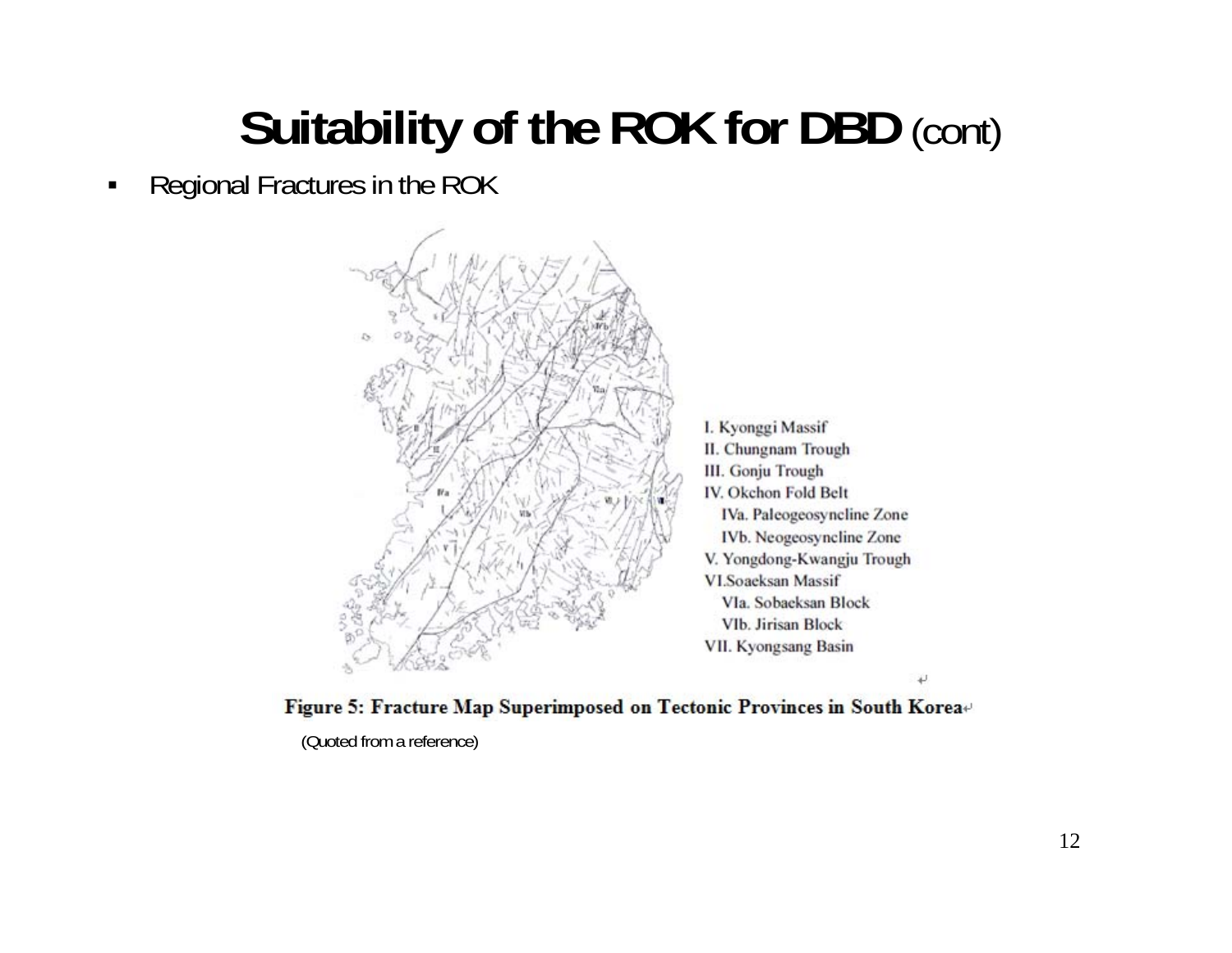# Suitability of the ROK for DBD (cont)

- Regional Fractures in the ROK

I. Kyonggi Massif
II. Chungnam Trough
III. Gonju Trough
IV. Okchon Fold Belt
  IVa. Paleogeosyncline Zone
  IVb. Neogeosyncline Zone
V. Yongdong-Kwangju Trough
VI.Soaeksan Massif
  VIa. Sobaeksan Block
  VIb. Jirisan Block
VII. Kyongsang Basin

**Figure 5: Fracture Map Superimposed on Tectonic Provinces in South Korea**

(Quoted from a reference)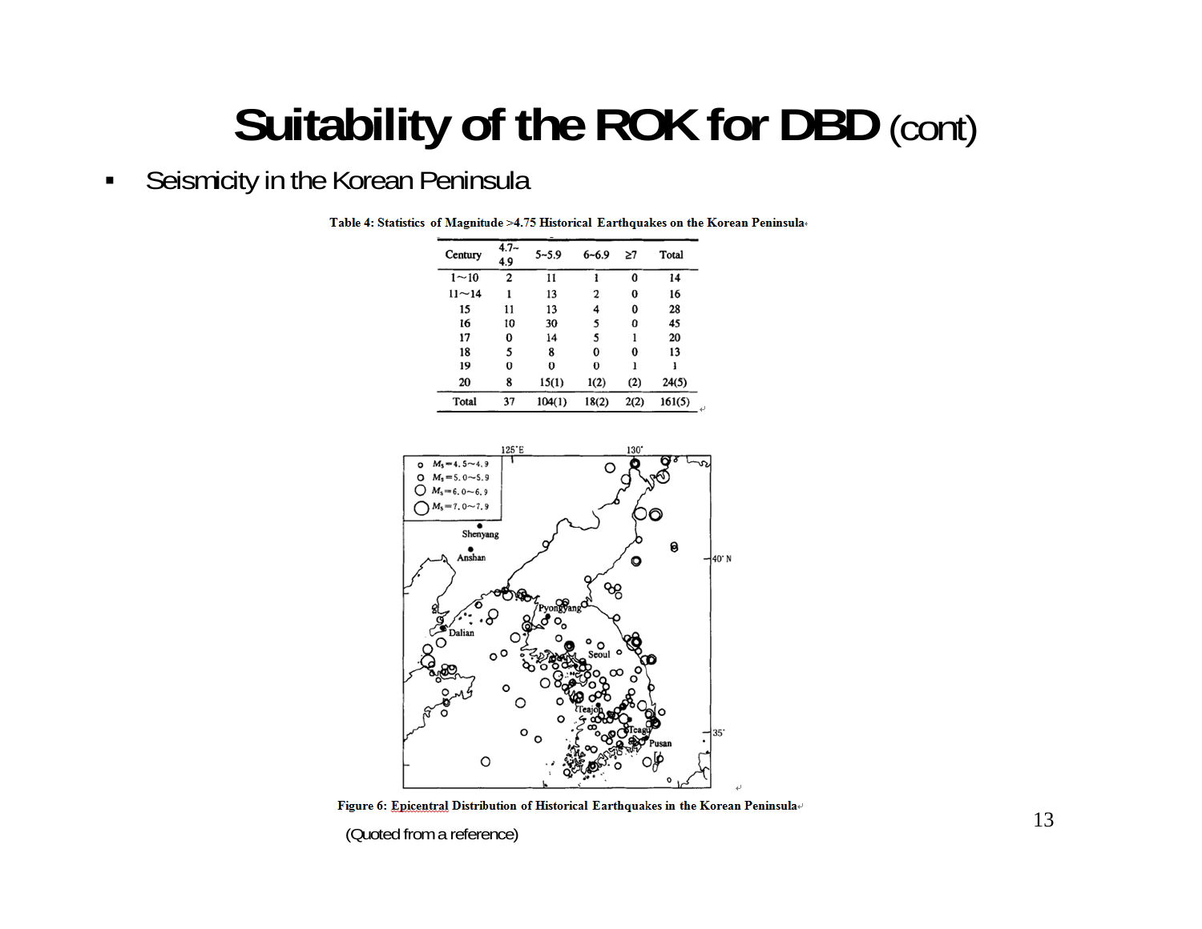# Suitability of the ROK for DBD (cont)

- Seismicity in the Korean Peninsula

**Table 4: Statistics of Magnitude >4.75 Historical Earthquakes on the Korean Peninsula**

| Century | 4.7~4.9 | 5~5.9 | 6~6.9 | ≥7 | Total |
|---|---|---|---|---|---|
| 1~10 | 2 | 11 | 1 | 0 | 14 |
| 11~14 | 1 | 13 | 2 | 0 | 16 |
| 15 | 11 | 13 | 4 | 0 | 28 |
| 16 | 10 | 30 | 5 | 0 | 45 |
| 17 | 0 | 14 | 5 | 1 | 20 |
| 18 | 5 | 8 | 0 | 0 | 13 |
| 19 | 0 | 0 | 0 | 1 | 1 |
| 20 | 8 | 15(1) | 1(2) | (2) | 24(5) |
| Total | 37 | 104(1) | 18(2) | 2(2) | 161(5) |

**Figure 6: Epicentral Distribution of Historical Earthquakes in the Korean Peninsula**

(Quoted from a reference)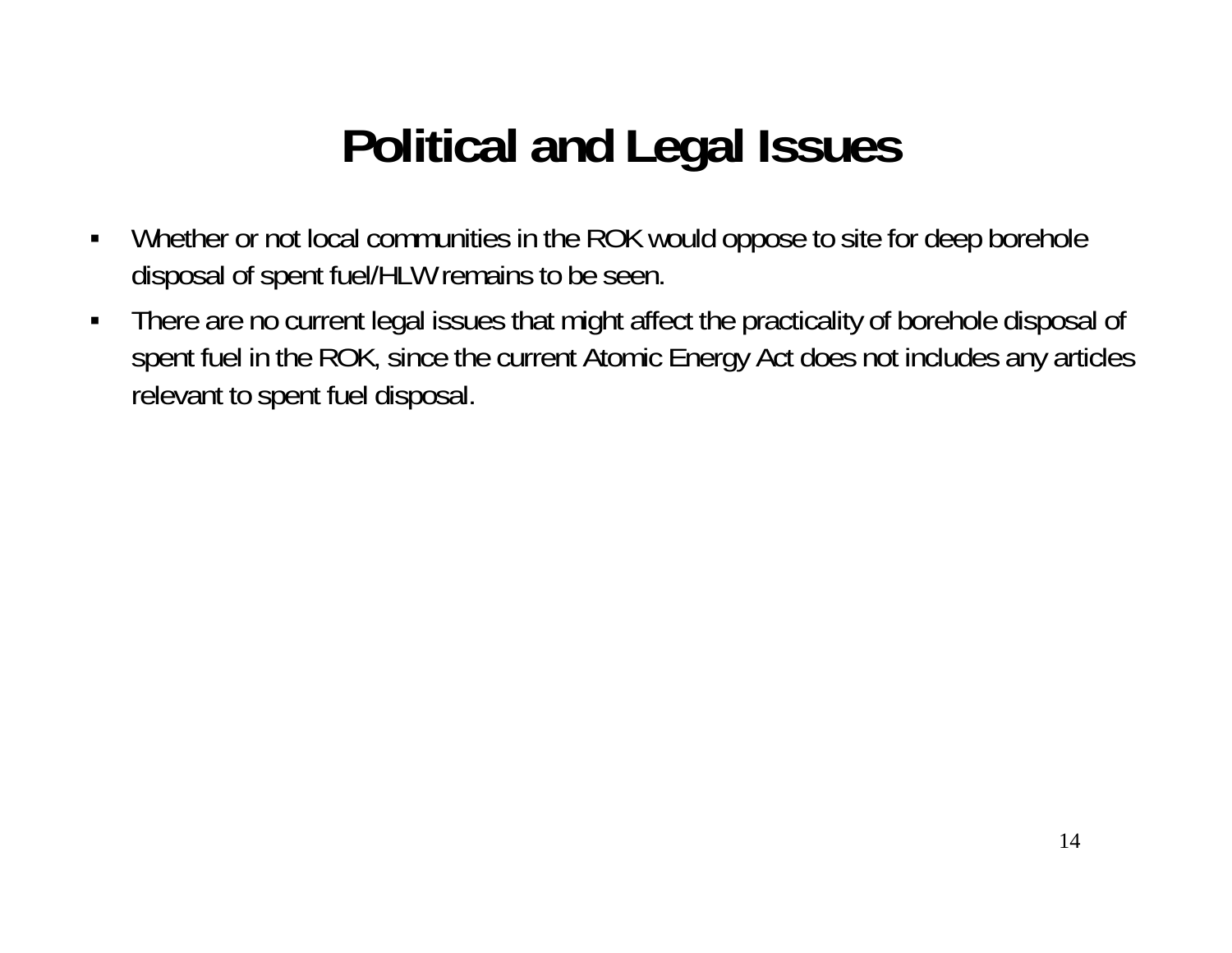# Political and Legal Issues

- Whether or not local communities in the ROK would oppose to site for deep borehole disposal of spent fuel/HLW remains to be seen.
- There are no current legal issues that might affect the practicality of borehole disposal of spent fuel in the ROK, since the current Atomic Energy Act does not includes any articles relevant to spent fuel disposal.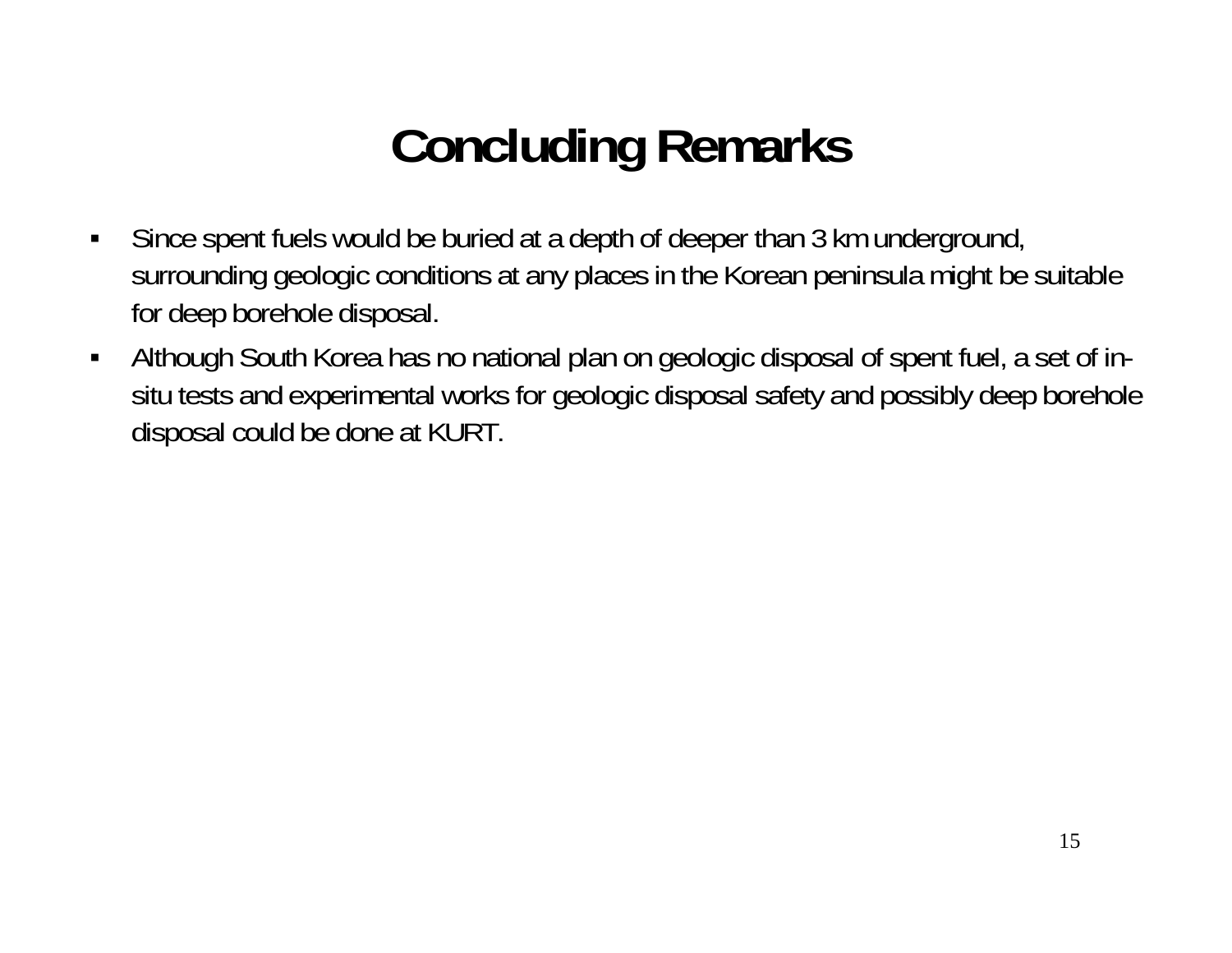# Concluding Remarks

- Since spent fuels would be buried at a depth of deeper than 3 km underground, surrounding geologic conditions at any places in the Korean peninsula might be suitable for deep borehole disposal.
- Although South Korea has no national plan on geologic disposal of spent fuel, a set of in-situ tests and experimental works for geologic disposal safety and possibly deep borehole disposal could be done at KURT.